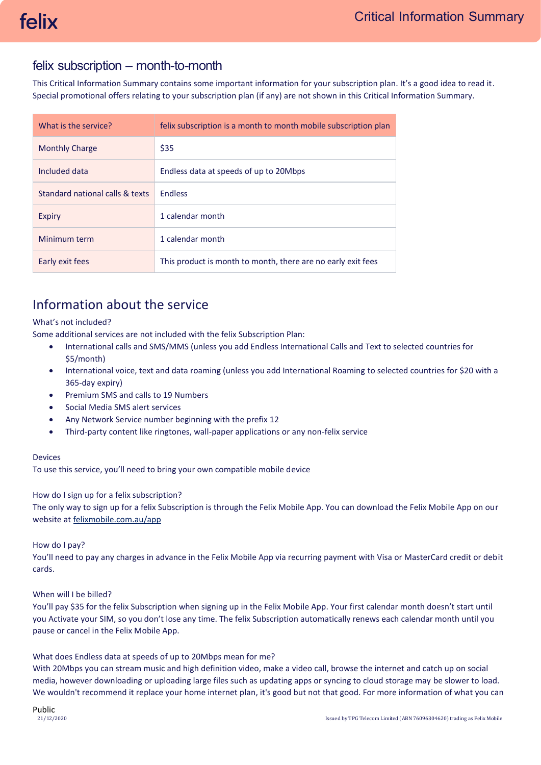# felix subscription – month-to-month

This Critical Information Summary contains some important information for your subscription plan. It's a good idea to read it. Special promotional offers relating to your subscription plan (if any) are not shown in this Critical Information Summary.

| What is the service? | felix subscription is a month to month mobile subscription plan |
|---|---|
| Monthly Charge | $35 |
| Included data | Endless data at speeds of up to 20Mbps |
| Standard national calls & texts | Endless |
| Expiry | 1 calendar month |
| Minimum term | 1 calendar month |
| Early exit fees | This product is month to month, there are no early exit fees |

## Information about the service

What's not included?

Some additional services are not included with the felix Subscription Plan:

- International calls and SMS/MMS (unless you add Endless International Calls and Text to selected countries for $5/month)
- International voice, text and data roaming (unless you add International Roaming to selected countries for $20 with a 365-day expiry)
- Premium SMS and calls to 19 Numbers
- Social Media SMS alert services
- Any Network Service number beginning with the prefix 12
- Third-party content like ringtones, wall-paper applications or any non-felix service

Devices

To use this service, you'll need to bring your own compatible mobile device

How do I sign up for a felix subscription?

The only way to sign up for a felix Subscription is through the Felix Mobile App. You can download the Felix Mobile App on our website at felixmobile.com.au/app

How do I pay?

You'll need to pay any charges in advance in the Felix Mobile App via recurring payment with Visa or MasterCard credit or debit cards.

When will I be billed?

You'll pay $35 for the felix Subscription when signing up in the Felix Mobile App. Your first calendar month doesn't start until you Activate your SIM, so you don't lose any time. The felix Subscription automatically renews each calendar month until you pause or cancel in the Felix Mobile App.

What does Endless data at speeds of up to 20Mbps mean for me?

With 20Mbps you can stream music and high definition video, make a video call, browse the internet and catch up on social media, however downloading or uploading large files such as updating apps or syncing to cloud storage may be slower to load. We wouldn't recommend it replace your home internet plan, it's good but not that good. For more information of what you can

Public

21/12/2020

Issued by TPG Telecom Limited (ABN 76096304620) trading as Felix Mobile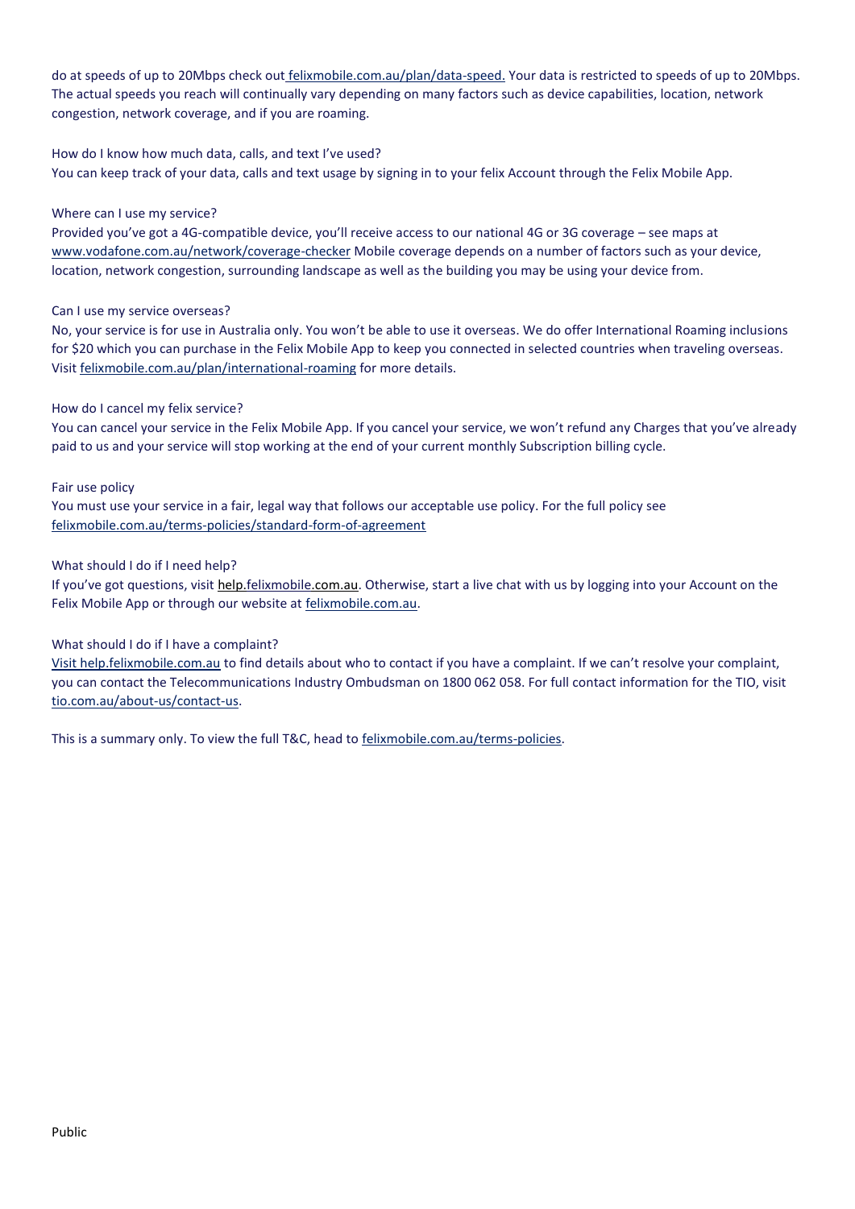do at speeds of up to 20Mbps check out felixmobile.com.au/plan/data-speed. Your data is restricted to speeds of up to 20Mbps. The actual speeds you reach will continually vary depending on many factors such as device capabilities, location, network congestion, network coverage, and if you are roaming.

How do I know how much data, calls, and text I've used?
You can keep track of your data, calls and text usage by signing in to your felix Account through the Felix Mobile App.

Where can I use my service?
Provided you've got a 4G-compatible device, you'll receive access to our national 4G or 3G coverage – see maps at www.vodafone.com.au/network/coverage-checker Mobile coverage depends on a number of factors such as your device, location, network congestion, surrounding landscape as well as the building you may be using your device from.

Can I use my service overseas?
No, your service is for use in Australia only. You won't be able to use it overseas. We do offer International Roaming inclusions for $20 which you can purchase in the Felix Mobile App to keep you connected in selected countries when traveling overseas. Visit felixmobile.com.au/plan/international-roaming for more details.

How do I cancel my felix service?
You can cancel your service in the Felix Mobile App. If you cancel your service, we won't refund any Charges that you've already paid to us and your service will stop working at the end of your current monthly Subscription billing cycle.

Fair use policy
You must use your service in a fair, legal way that follows our acceptable use policy. For the full policy see felixmobile.com.au/terms-policies/standard-form-of-agreement

What should I do if I need help?
If you've got questions, visit help.felixmobile.com.au. Otherwise, start a live chat with us by logging into your Account on the Felix Mobile App or through our website at felixmobile.com.au.

What should I do if I have a complaint?
Visit help.felixmobile.com.au to find details about who to contact if you have a complaint. If we can't resolve your complaint, you can contact the Telecommunications Industry Ombudsman on 1800 062 058. For full contact information for the TIO, visit tio.com.au/about-us/contact-us.

This is a summary only. To view the full T&C, head to felixmobile.com.au/terms-policies.

Public